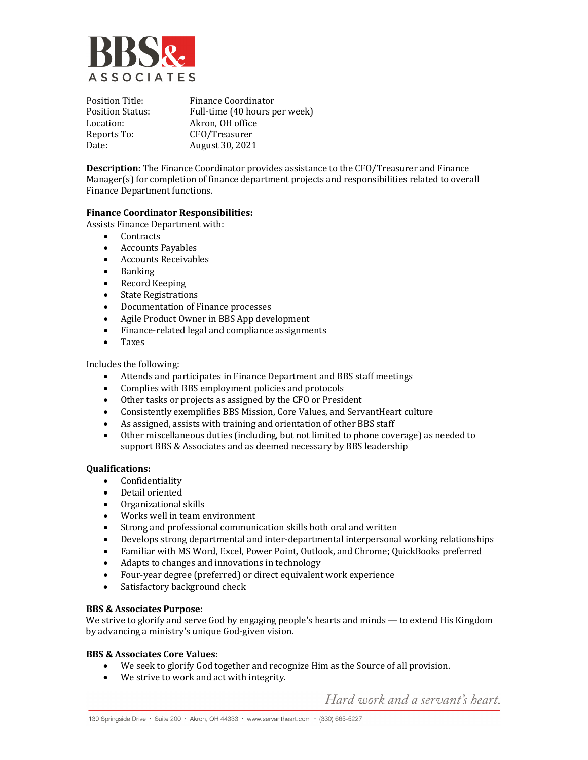# BBS& ASSOCIATES

| | |
|---|---|
| Position Title: | Finance Coordinator |
| Position Status: | Full-time (40 hours per week) |
| Location: | Akron, OH office |
| Reports To: | CFO/Treasurer |
| Date: | August 30, 2021 |

**Description:** The Finance Coordinator provides assistance to the CFO/Treasurer and Finance Manager(s) for completion of finance department projects and responsibilities related to overall Finance Department functions.

**Finance Coordinator Responsibilities:**

Assists Finance Department with:

- Contracts
- Accounts Payables
- Accounts Receivables
- Banking
- Record Keeping
- State Registrations
- Documentation of Finance processes
- Agile Product Owner in BBS App development
- Finance-related legal and compliance assignments
- Taxes

Includes the following:

- Attends and participates in Finance Department and BBS staff meetings
- Complies with BBS employment policies and protocols
- Other tasks or projects as assigned by the CFO or President
- Consistently exemplifies BBS Mission, Core Values, and ServantHeart culture
- As assigned, assists with training and orientation of other BBS staff
- Other miscellaneous duties (including, but not limited to phone coverage) as needed to support BBS & Associates and as deemed necessary by BBS leadership

**Qualifications:**

- Confidentiality
- Detail oriented
- Organizational skills
- Works well in team environment
- Strong and professional communication skills both oral and written
- Develops strong departmental and inter-departmental interpersonal working relationships
- Familiar with MS Word, Excel, Power Point, Outlook, and Chrome; QuickBooks preferred
- Adapts to changes and innovations in technology
- Four-year degree (preferred) or direct equivalent work experience
- Satisfactory background check

**BBS & Associates Purpose:**

We strive to glorify and serve God by engaging people's hearts and minds — to extend His Kingdom by advancing a ministry's unique God-given vision.

**BBS & Associates Core Values:**

- We seek to glorify God together and recognize Him as the Source of all provision.
- We strive to work and act with integrity.

*Hard work and a servant's heart.*

130 Springside Drive · Suite 200 · Akron, OH 44333 · www.servantheart.com · (330) 665-5227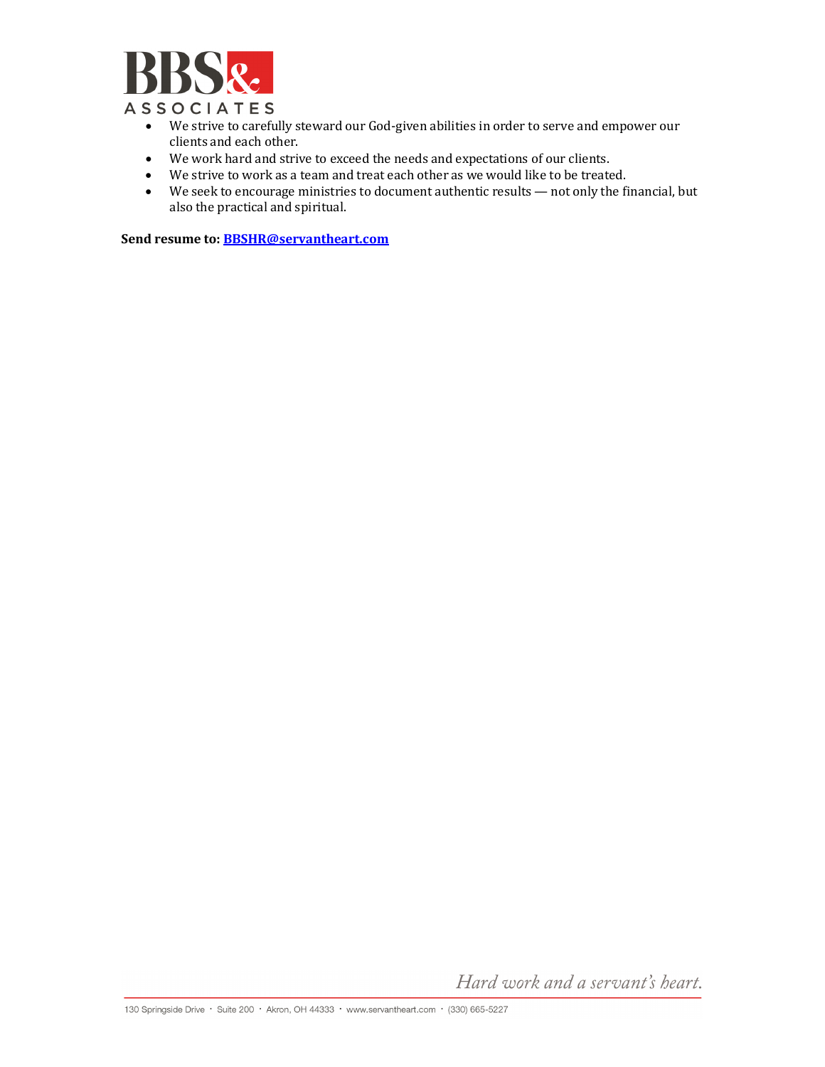- We strive to carefully steward our God-given abilities in order to serve and empower our clients and each other.
- We work hard and strive to exceed the needs and expectations of our clients.
- We strive to work as a team and treat each other as we would like to be treated.
- We seek to encourage ministries to document authentic results — not only the financial, but also the practical and spiritual.

**Send resume to: BBSHR@servantheart.com**